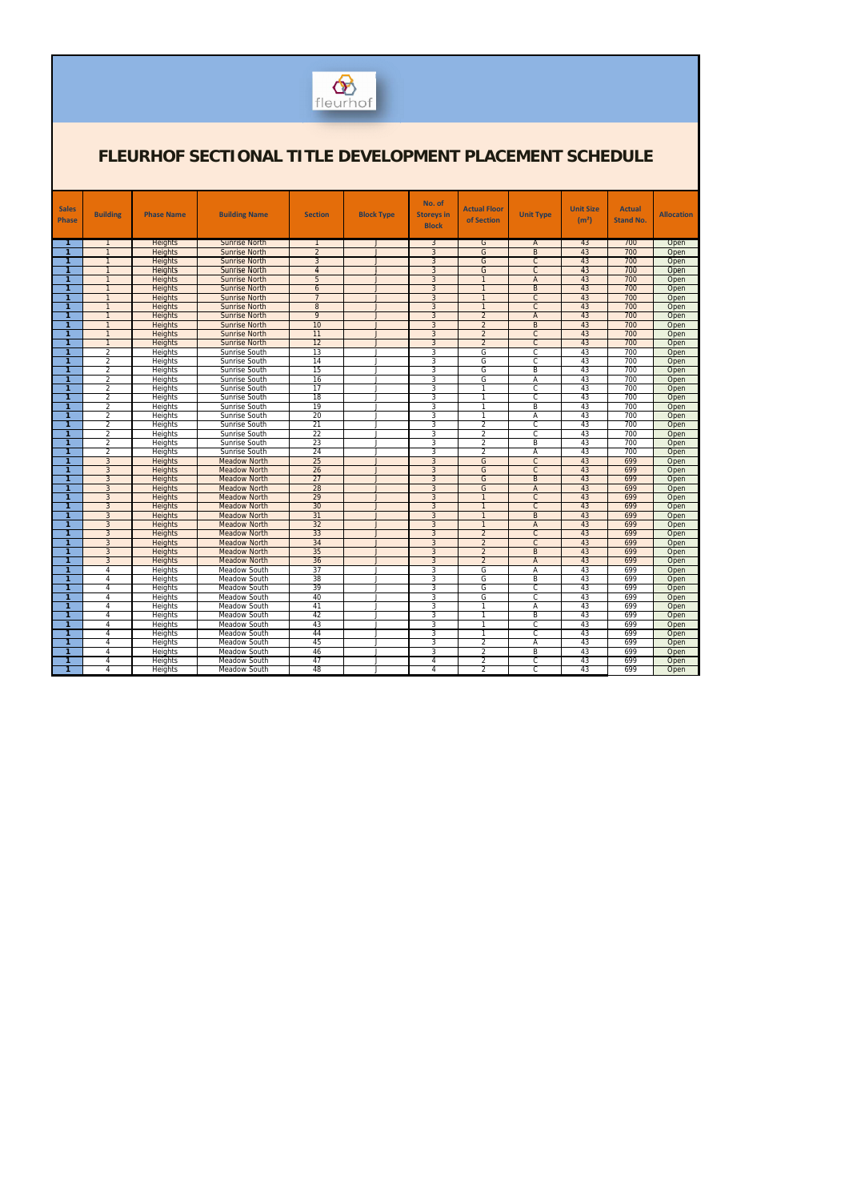fleurhof

# FLEURHOF SECTIONAL TITLE DEVELOPMENT PLACEMENT SCHEDULE

| Sales Phase | Building | Phase Name | Building Name | Section | Block Type | No. of Storeys in Block | Actual Floor of Section | Unit Type | Unit Size ($m^2$) | Actual Stand No. | Allocation |
|---|---|---|---|---|---|---|---|---|---|---|---|
| 1 | 1 | Heights | Sunrise North | 1 | J | 3 | G | A | 43 | 700 | Open |
| 1 | 1 | Heights | Sunrise North | 2 | J | 3 | G | B | 43 | 700 | Open |
| 1 | 1 | Heights | Sunrise North | 3 | J | 3 | G | C | 43 | 700 | Open |
| 1 | 1 | Heights | Sunrise North | 4 | J | 3 | G | C | 43 | 700 | Open |
| 1 | 1 | Heights | Sunrise North | 5 | J | 3 | 1 | A | 43 | 700 | Open |
| 1 | 1 | Heights | Sunrise North | 6 | J | 3 | 1 | B | 43 | 700 | Open |
| 1 | 1 | Heights | Sunrise North | 7 | J | 3 | 1 | C | 43 | 700 | Open |
| 1 | 1 | Heights | Sunrise North | 8 | J | 3 | 1 | C | 43 | 700 | Open |
| 1 | 1 | Heights | Sunrise North | 9 | J | 3 | 2 | A | 43 | 700 | Open |
| 1 | 1 | Heights | Sunrise North | 10 | J | 3 | 2 | B | 43 | 700 | Open |
| 1 | 1 | Heights | Sunrise North | 11 | J | 3 | 2 | C | 43 | 700 | Open |
| 1 | 1 | Heights | Sunrise North | 12 | J | 3 | 2 | C | 43 | 700 | Open |
| 1 | 2 | Heights | Sunrise South | 13 | J | 3 | G | C | 43 | 700 | Open |
| 1 | 2 | Heights | Sunrise South | 14 | J | 3 | G | C | 43 | 700 | Open |
| 1 | 2 | Heights | Sunrise South | 15 | J | 3 | G | B | 43 | 700 | Open |
| 1 | 2 | Heights | Sunrise South | 16 | J | 3 | G | A | 43 | 700 | Open |
| 1 | 2 | Heights | Sunrise South | 17 | J | 3 | 1 | C | 43 | 700 | Open |
| 1 | 2 | Heights | Sunrise South | 18 | J | 3 | 1 | C | 43 | 700 | Open |
| 1 | 2 | Heights | Sunrise South | 19 | J | 3 | 1 | B | 43 | 700 | Open |
| 1 | 2 | Heights | Sunrise South | 20 | J | 3 | 1 | A | 43 | 700 | Open |
| 1 | 2 | Heights | Sunrise South | 21 | J | 3 | 2 | C | 43 | 700 | Open |
| 1 | 2 | Heights | Sunrise South | 22 | J | 3 | 2 | C | 43 | 700 | Open |
| 1 | 2 | Heights | Sunrise South | 23 | J | 3 | 2 | B | 43 | 700 | Open |
| 1 | 2 | Heights | Sunrise South | 24 | J | 3 | 2 | A | 43 | 700 | Open |
| 1 | 3 | Heights | Meadow North | 25 | J | 3 | G | C | 43 | 699 | Open |
| 1 | 3 | Heights | Meadow North | 26 | J | 3 | G | C | 43 | 699 | Open |
| 1 | 3 | Heights | Meadow North | 27 | J | 3 | G | B | 43 | 699 | Open |
| 1 | 3 | Heights | Meadow North | 28 | J | 3 | G | A | 43 | 699 | Open |
| 1 | 3 | Heights | Meadow North | 29 | J | 3 | 1 | C | 43 | 699 | Open |
| 1 | 3 | Heights | Meadow North | 30 | J | 3 | 1 | C | 43 | 699 | Open |
| 1 | 3 | Heights | Meadow North | 31 | J | 3 | 1 | B | 43 | 699 | Open |
| 1 | 3 | Heights | Meadow North | 32 | J | 3 | 1 | A | 43 | 699 | Open |
| 1 | 3 | Heights | Meadow North | 33 | J | 3 | 2 | C | 43 | 699 | Open |
| 1 | 3 | Heights | Meadow North | 34 | J | 3 | 2 | C | 43 | 699 | Open |
| 1 | 3 | Heights | Meadow North | 35 | J | 3 | 2 | B | 43 | 699 | Open |
| 1 | 3 | Heights | Meadow North | 36 | J | 3 | 2 | A | 43 | 699 | Open |
| 1 | 4 | Heights | Meadow South | 37 | J | 3 | G | A | 43 | 699 | Open |
| 1 | 4 | Heights | Meadow South | 38 | J | 3 | G | B | 43 | 699 | Open |
| 1 | 4 | Heights | Meadow South | 39 | J | 3 | G | C | 43 | 699 | Open |
| 1 | 4 | Heights | Meadow South | 40 | J | 3 | G | C | 43 | 699 | Open |
| 1 | 4 | Heights | Meadow South | 41 | J | 3 | 1 | A | 43 | 699 | Open |
| 1 | 4 | Heights | Meadow South | 42 | J | 3 | 1 | B | 43 | 699 | Open |
| 1 | 4 | Heights | Meadow South | 43 | J | 3 | 1 | C | 43 | 699 | Open |
| 1 | 4 | Heights | Meadow South | 44 | J | 3 | 1 | C | 43 | 699 | Open |
| 1 | 4 | Heights | Meadow South | 45 | J | 3 | 2 | A | 43 | 699 | Open |
| 1 | 4 | Heights | Meadow South | 46 | J | 3 | 2 | B | 43 | 699 | Open |
| 1 | 4 | Heights | Meadow South | 47 | J | 4 | 2 | C | 43 | 699 | Open |
| 1 | 4 | Heights | Meadow South | 48 | J | 4 | 2 | C | 43 | 699 | Open |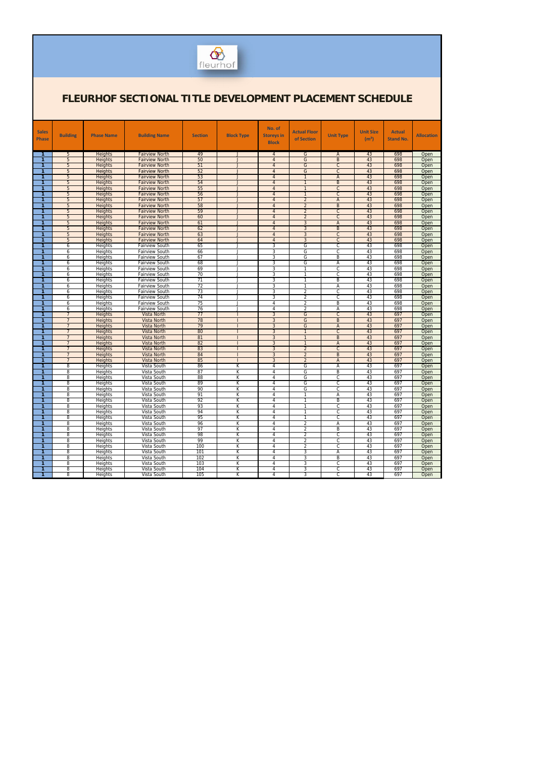# FLEURHOF SECTIONAL TITLE DEVELOPMENT PLACEMENT SCHEDULE

| Sales Phase | Building | Phase Name | Building Name | Section | Block Type | No. of Storeys in Block | Actual Floor of Section | Unit Type | Unit Size (m²) | Actual Stand No. | Allocation |
|---|---|---|---|---|---|---|---|---|---|---|---|
| 1 | 5 | Heights | Fairview North | 49 | J | 4 | G | A | 43 | 698 | Open |
| 1 | 5 | Heights | Fairview North | 50 | J | 4 | G | B | 43 | 698 | Open |
| 1 | 5 | Heights | Fairview North | 51 | J | 4 | G | C | 43 | 698 | Open |
| 1 | 5 | Heights | Fairview North | 52 | J | 4 | G | C | 43 | 698 | Open |
| 1 | 5 | Heights | Fairview North | 53 | J | 4 | 1 | A | 43 | 698 | Open |
| 1 | 5 | Heights | Fairview North | 54 | J | 4 | 1 | B | 43 | 698 | Open |
| 1 | 5 | Heights | Fairview North | 55 | J | 4 | 1 | C | 43 | 698 | Open |
| 1 | 5 | Heights | Fairview North | 56 | J | 4 | 1 | C | 43 | 698 | Open |
| 1 | 5 | Heights | Fairview North | 57 | J | 4 | 2 | A | 43 | 698 | Open |
| 1 | 5 | Heights | Fairview North | 58 | J | 4 | 2 | B | 43 | 698 | Open |
| 1 | 5 | Heights | Fairview North | 59 | J | 4 | 2 | C | 43 | 698 | Open |
| 1 | 5 | Heights | Fairview North | 60 | J | 4 | 2 | C | 43 | 698 | Open |
| 1 | 5 | Heights | Fairview North | 61 | J | 4 | 3 | A | 43 | 698 | Open |
| 1 | 5 | Heights | Fairview North | 62 | J | 4 | 3 | B | 43 | 698 | Open |
| 1 | 5 | Heights | Fairview North | 63 | J | 4 | 3 | C | 43 | 698 | Open |
| 1 | 5 | Heights | Fairview North | 64 | J | 4 | 3 | C | 43 | 698 | Open |
| 1 | 6 | Heights | Fairview South | 65 | J | 3 | G | C | 43 | 698 | Open |
| 1 | 6 | Heights | Fairview South | 66 | J | 3 | G | C | 43 | 698 | Open |
| 1 | 6 | Heights | Fairview South | 67 | J | 3 | G | B | 43 | 698 | Open |
| 1 | 6 | Heights | Fairview South | 68 | J | 3 | G | A | 43 | 698 | Open |
| 1 | 6 | Heights | Fairview South | 69 | J | 3 | 1 | C | 43 | 698 | Open |
| 1 | 6 | Heights | Fairview South | 70 | J | 3 | 1 | C | 43 | 698 | Open |
| 1 | 6 | Heights | Fairview South | 71 | J | 3 | 1 | B | 43 | 698 | Open |
| 1 | 6 | Heights | Fairview South | 72 | J | 3 | 1 | A | 43 | 698 | Open |
| 1 | 6 | Heights | Fairview South | 73 | J | 3 | 2 | C | 43 | 698 | Open |
| 1 | 6 | Heights | Fairview South | 74 | J | 3 | 2 | C | 43 | 698 | Open |
| 1 | 6 | Heights | Fairview South | 75 | J | 4 | 2 | B | 43 | 698 | Open |
| 1 | 6 | Heights | Fairview South | 76 | J | 4 | 2 | A | 43 | 698 | Open |
| 1 | 7 | Heights | Vista North | 77 | I | 3 | G | C | 43 | 697 | Open |
| 1 | 7 | Heights | Vista North | 78 | I | 3 | G | B | 43 | 697 | Open |
| 1 | 7 | Heights | Vista North | 79 | I | 3 | G | A | 43 | 697 | Open |
| 1 | 7 | Heights | Vista North | 80 | I | 3 | 1 | C | 43 | 697 | Open |
| 1 | 7 | Heights | Vista North | 81 | I | 3 | 1 | B | 43 | 697 | Open |
| 1 | 7 | Heights | Vista North | 82 | I | 3 | 1 | A | 43 | 697 | Open |
| 1 | 7 | Heights | Vista North | 83 | I | 3 | 2 | C | 43 | 697 | Open |
| 1 | 7 | Heights | Vista North | 84 | I | 3 | 2 | B | 43 | 697 | Open |
| 1 | 7 | Heights | Vista North | 85 | I | 3 | 2 | A | 43 | 697 | Open |
| 1 | 8 | Heights | Vista South | 86 | K | 4 | G | A | 43 | 697 | Open |
| 1 | 8 | Heights | Vista South | 87 | K | 4 | G | B | 43 | 697 | Open |
| 1 | 8 | Heights | Vista South | 88 | K | 4 | G | C | 43 | 697 | Open |
| 1 | 8 | Heights | Vista South | 89 | K | 4 | G | C | 43 | 697 | Open |
| 1 | 8 | Heights | Vista South | 90 | K | 4 | G | C | 43 | 697 | Open |
| 1 | 8 | Heights | Vista South | 91 | K | 4 | 1 | A | 43 | 697 | Open |
| 1 | 8 | Heights | Vista South | 92 | K | 4 | 1 | B | 43 | 697 | Open |
| 1 | 8 | Heights | Vista South | 93 | K | 4 | 1 | C | 43 | 697 | Open |
| 1 | 8 | Heights | Vista South | 94 | K | 4 | 1 | C | 43 | 697 | Open |
| 1 | 8 | Heights | Vista South | 95 | K | 4 | 1 | C | 43 | 697 | Open |
| 1 | 8 | Heights | Vista South | 96 | K | 4 | 2 | A | 43 | 697 | Open |
| 1 | 8 | Heights | Vista South | 97 | K | 4 | 2 | B | 43 | 697 | Open |
| 1 | 8 | Heights | Vista South | 98 | K | 4 | 2 | C | 43 | 697 | Open |
| 1 | 8 | Heights | Vista South | 99 | K | 4 | 2 | C | 43 | 697 | Open |
| 1 | 8 | Heights | Vista South | 100 | K | 4 | 2 | C | 43 | 697 | Open |
| 1 | 8 | Heights | Vista South | 101 | K | 4 | 3 | A | 43 | 697 | Open |
| 1 | 8 | Heights | Vista South | 102 | K | 4 | 3 | B | 43 | 697 | Open |
| 1 | 8 | Heights | Vista South | 103 | K | 4 | 3 | C | 43 | 697 | Open |
| 1 | 8 | Heights | Vista South | 104 | K | 4 | 3 | C | 43 | 697 | Open |
| 1 | 8 | Heights | Vista South | 105 | K | 4 | 3 | C | 43 | 697 | Open |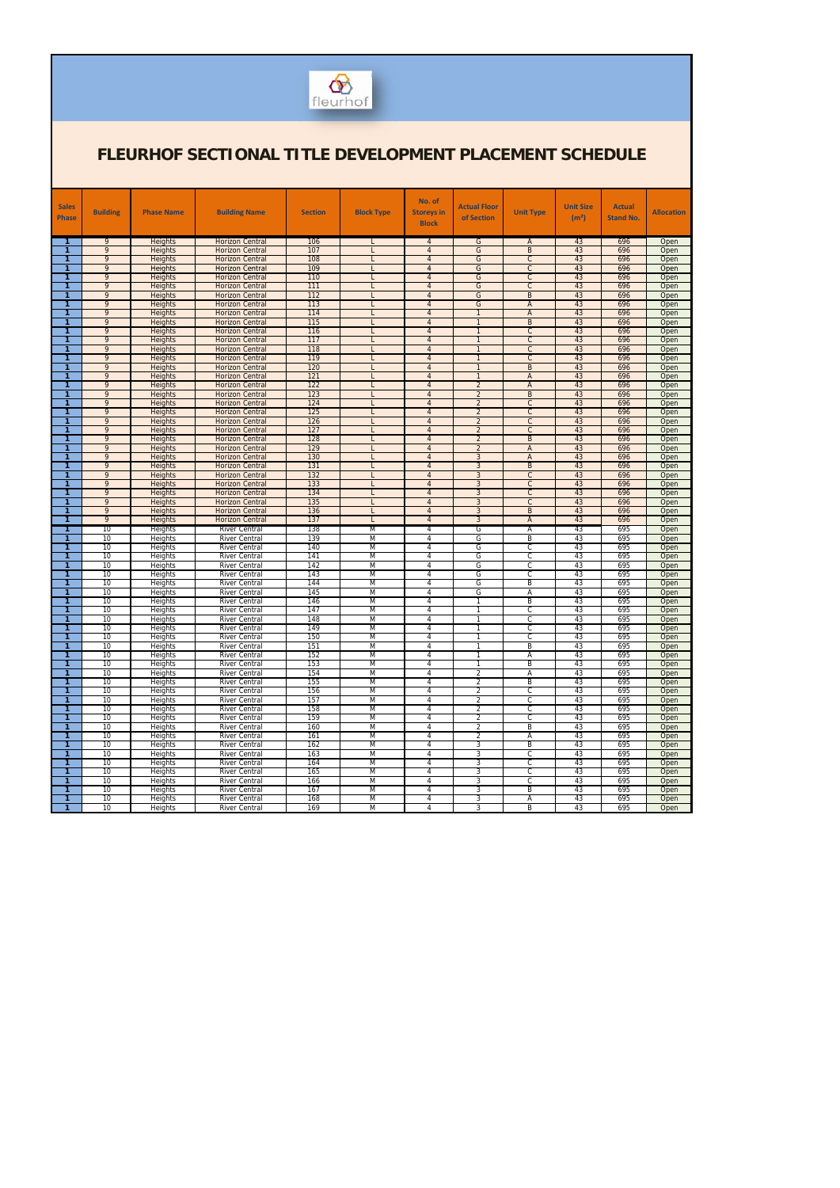# FLEURHOF SECTIONAL TITLE DEVELOPMENT PLACEMENT SCHEDULE

| Sales Phase | Building | Phase Name | Building Name | Section | Block Type | No. of Storeys in Block | Actual Floor of Section | Unit Type | Unit Size ($m^2$) | Actual Stand No. | Allocation |
|---|---|---|---|---|---|---|---|---|---|---|---|
| 1 | 9 | Heights | Horizon Central | 106 | L | 4 | G | A | 43 | 696 | Open |
| 1 | 9 | Heights | Horizon Central | 107 | L | 4 | G | B | 43 | 696 | Open |
| 1 | 9 | Heights | Horizon Central | 108 | L | 4 | G | C | 43 | 696 | Open |
| 1 | 9 | Heights | Horizon Central | 109 | L | 4 | G | C | 43 | 696 | Open |
| 1 | 9 | Heights | Horizon Central | 110 | L | 4 | G | C | 43 | 696 | Open |
| 1 | 9 | Heights | Horizon Central | 111 | L | 4 | G | C | 43 | 696 | Open |
| 1 | 9 | Heights | Horizon Central | 112 | L | 4 | G | B | 43 | 696 | Open |
| 1 | 9 | Heights | Horizon Central | 113 | L | 4 | G | A | 43 | 696 | Open |
| 1 | 9 | Heights | Horizon Central | 114 | L | 4 | 1 | A | 43 | 696 | Open |
| 1 | 9 | Heights | Horizon Central | 115 | L | 4 | 1 | B | 43 | 696 | Open |
| 1 | 9 | Heights | Horizon Central | 116 | L | 4 | 1 | C | 43 | 696 | Open |
| 1 | 9 | Heights | Horizon Central | 117 | L | 4 | 1 | C | 43 | 696 | Open |
| 1 | 9 | Heights | Horizon Central | 118 | L | 4 | 1 | C | 43 | 696 | Open |
| 1 | 9 | Heights | Horizon Central | 119 | L | 4 | 1 | C | 43 | 696 | Open |
| 1 | 9 | Heights | Horizon Central | 120 | L | 4 | 1 | B | 43 | 696 | Open |
| 1 | 9 | Heights | Horizon Central | 121 | L | 4 | 1 | A | 43 | 696 | Open |
| 1 | 9 | Heights | Horizon Central | 122 | L | 4 | 2 | A | 43 | 696 | Open |
| 1 | 9 | Heights | Horizon Central | 123 | L | 4 | 2 | B | 43 | 696 | Open |
| 1 | 9 | Heights | Horizon Central | 124 | L | 4 | 2 | C | 43 | 696 | Open |
| 1 | 9 | Heights | Horizon Central | 125 | L | 4 | 2 | C | 43 | 696 | Open |
| 1 | 9 | Heights | Horizon Central | 126 | L | 4 | 2 | C | 43 | 696 | Open |
| 1 | 9 | Heights | Horizon Central | 127 | L | 4 | 2 | C | 43 | 696 | Open |
| 1 | 9 | Heights | Horizon Central | 128 | L | 4 | 2 | B | 43 | 696 | Open |
| 1 | 9 | Heights | Horizon Central | 129 | L | 4 | 2 | A | 43 | 696 | Open |
| 1 | 9 | Heights | Horizon Central | 130 | L | 4 | 3 | A | 43 | 696 | Open |
| 1 | 9 | Heights | Horizon Central | 131 | L | 4 | 3 | B | 43 | 696 | Open |
| 1 | 9 | Heights | Horizon Central | 132 | L | 4 | 3 | C | 43 | 696 | Open |
| 1 | 9 | Heights | Horizon Central | 133 | L | 4 | 3 | C | 43 | 696 | Open |
| 1 | 9 | Heights | Horizon Central | 134 | L | 4 | 3 | C | 43 | 696 | Open |
| 1 | 9 | Heights | Horizon Central | 135 | L | 4 | 3 | C | 43 | 696 | Open |
| 1 | 9 | Heights | Horizon Central | 136 | L | 4 | 3 | B | 43 | 696 | Open |
| 1 | 9 | Heights | Horizon Central | 137 | L | 4 | 3 | A | 43 | 696 | Open |
| 1 | 10 | Heights | River Central | 138 | M | 4 | G | A | 43 | 695 | Open |
| 1 | 10 | Heights | River Central | 139 | M | 4 | G | B | 43 | 695 | Open |
| 1 | 10 | Heights | River Central | 140 | M | 4 | G | C | 43 | 695 | Open |
| 1 | 10 | Heights | River Central | 141 | M | 4 | G | C | 43 | 695 | Open |
| 1 | 10 | Heights | River Central | 142 | M | 4 | G | C | 43 | 695 | Open |
| 1 | 10 | Heights | River Central | 143 | M | 4 | G | C | 43 | 695 | Open |
| 1 | 10 | Heights | River Central | 144 | M | 4 | G | B | 43 | 695 | Open |
| 1 | 10 | Heights | River Central | 145 | M | 4 | G | A | 43 | 695 | Open |
| 1 | 10 | Heights | River Central | 146 | M | 4 | 1 | B | 43 | 695 | Open |
| 1 | 10 | Heights | River Central | 147 | M | 4 | 1 | C | 43 | 695 | Open |
| 1 | 10 | Heights | River Central | 148 | M | 4 | 1 | C | 43 | 695 | Open |
| 1 | 10 | Heights | River Central | 149 | M | 4 | 1 | C | 43 | 695 | Open |
| 1 | 10 | Heights | River Central | 150 | M | 4 | 1 | C | 43 | 695 | Open |
| 1 | 10 | Heights | River Central | 151 | M | 4 | 1 | B | 43 | 695 | Open |
| 1 | 10 | Heights | River Central | 152 | M | 4 | 1 | A | 43 | 695 | Open |
| 1 | 10 | Heights | River Central | 153 | M | 4 | 1 | B | 43 | 695 | Open |
| 1 | 10 | Heights | River Central | 154 | M | 4 | 2 | A | 43 | 695 | Open |
| 1 | 10 | Heights | River Central | 155 | M | 4 | 2 | B | 43 | 695 | Open |
| 1 | 10 | Heights | River Central | 156 | M | 4 | 2 | C | 43 | 695 | Open |
| 1 | 10 | Heights | River Central | 157 | M | 4 | 2 | C | 43 | 695 | Open |
| 1 | 10 | Heights | River Central | 158 | M | 4 | 2 | C | 43 | 695 | Open |
| 1 | 10 | Heights | River Central | 159 | M | 4 | 2 | C | 43 | 695 | Open |
| 1 | 10 | Heights | River Central | 160 | M | 4 | 2 | B | 43 | 695 | Open |
| 1 | 10 | Heights | River Central | 161 | M | 4 | 2 | A | 43 | 695 | Open |
| 1 | 10 | Heights | River Central | 162 | M | 4 | 3 | B | 43 | 695 | Open |
| 1 | 10 | Heights | River Central | 163 | M | 4 | 3 | C | 43 | 695 | Open |
| 1 | 10 | Heights | River Central | 164 | M | 4 | 3 | C | 43 | 695 | Open |
| 1 | 10 | Heights | River Central | 165 | M | 4 | 3 | C | 43 | 695 | Open |
| 1 | 10 | Heights | River Central | 166 | M | 4 | 3 | C | 43 | 695 | Open |
| 1 | 10 | Heights | River Central | 167 | M | 4 | 3 | B | 43 | 695 | Open |
| 1 | 10 | Heights | River Central | 168 | M | 4 | 3 | A | 43 | 695 | Open |
| 1 | 10 | Heights | River Central | 169 | M | 4 | 3 | B | 43 | 695 | Open |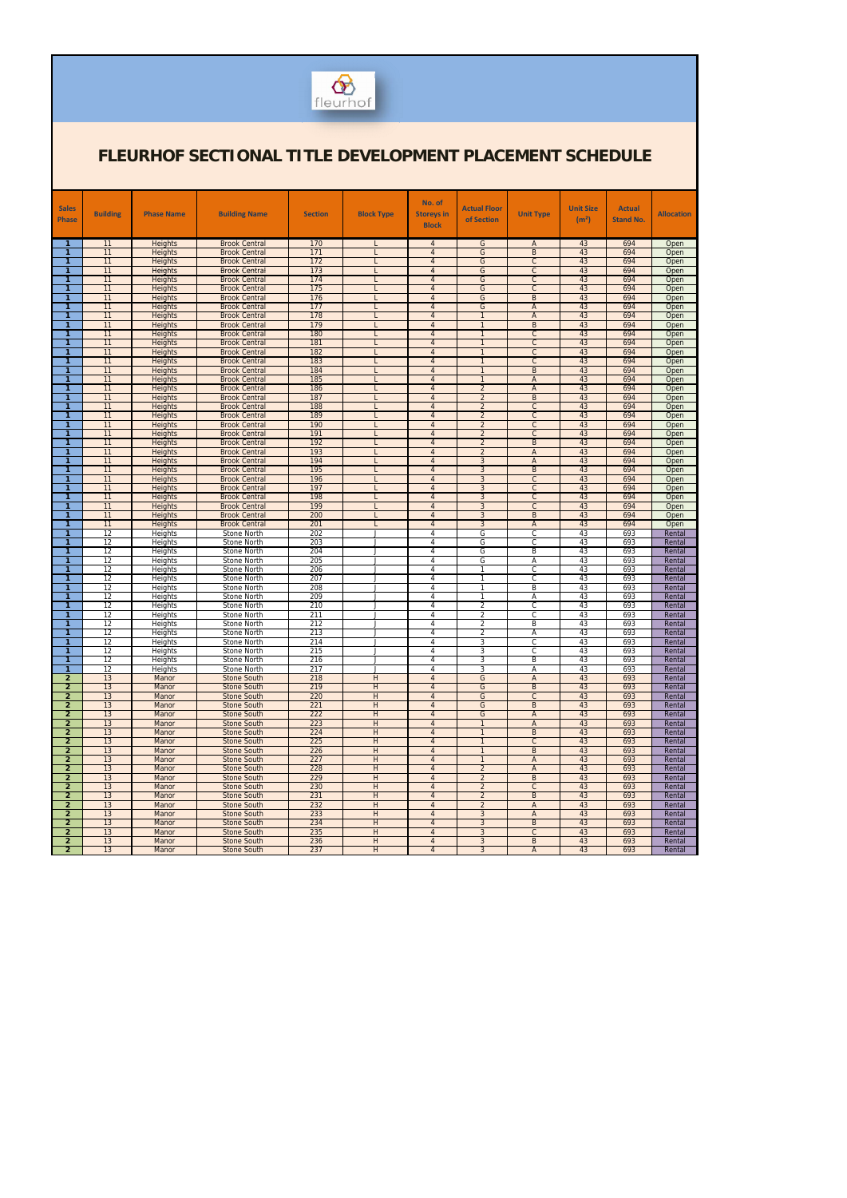fleurhof

# FLEURHOF SECTIONAL TITLE DEVELOPMENT PLACEMENT SCHEDULE

| Sales Phase | Building | Phase Name | Building Name | Section | Block Type | No. of Storeys in Block | Actual Floor of Section | Unit Type | Unit Size (m²) | Actual Stand No. | Allocation |
|---|---|---|---|---|---|---|---|---|---|---|---|
| 1 | 11 | Heights | Brook Central | 170 | L | 4 | G | A | 43 | 694 | Open |
| 1 | 11 | Heights | Brook Central | 171 | L | 4 | G | B | 43 | 694 | Open |
| 1 | 11 | Heights | Brook Central | 172 | L | 4 | G | C | 43 | 694 | Open |
| 1 | 11 | Heights | Brook Central | 173 | L | 4 | G | C | 43 | 694 | Open |
| 1 | 11 | Heights | Brook Central | 174 | L | 4 | G | C | 43 | 694 | Open |
| 1 | 11 | Heights | Brook Central | 175 | L | 4 | G | C | 43 | 694 | Open |
| 1 | 11 | Heights | Brook Central | 176 | L | 4 | G | B | 43 | 694 | Open |
| 1 | 11 | Heights | Brook Central | 177 | L | 4 | G | A | 43 | 694 | Open |
| 1 | 11 | Heights | Brook Central | 178 | L | 4 | 1 | A | 43 | 694 | Open |
| 1 | 11 | Heights | Brook Central | 179 | L | 4 | 1 | B | 43 | 694 | Open |
| 1 | 11 | Heights | Brook Central | 180 | L | 4 | 1 | C | 43 | 694 | Open |
| 1 | 11 | Heights | Brook Central | 181 | L | 4 | 1 | C | 43 | 694 | Open |
| 1 | 11 | Heights | Brook Central | 182 | L | 4 | 1 | C | 43 | 694 | Open |
| 1 | 11 | Heights | Brook Central | 183 | L | 4 | 1 | C | 43 | 694 | Open |
| 1 | 11 | Heights | Brook Central | 184 | L | 4 | 1 | B | 43 | 694 | Open |
| 1 | 11 | Heights | Brook Central | 185 | L | 4 | 1 | A | 43 | 694 | Open |
| 1 | 11 | Heights | Brook Central | 186 | L | 4 | 2 | A | 43 | 694 | Open |
| 1 | 11 | Heights | Brook Central | 187 | L | 4 | 2 | B | 43 | 694 | Open |
| 1 | 11 | Heights | Brook Central | 188 | L | 4 | 2 | C | 43 | 694 | Open |
| 1 | 11 | Heights | Brook Central | 189 | L | 4 | 2 | C | 43 | 694 | Open |
| 1 | 11 | Heights | Brook Central | 190 | L | 4 | 2 | C | 43 | 694 | Open |
| 1 | 11 | Heights | Brook Central | 191 | L | 4 | 2 | C | 43 | 694 | Open |
| 1 | 11 | Heights | Brook Central | 192 | L | 4 | 2 | B | 43 | 694 | Open |
| 1 | 11 | Heights | Brook Central | 193 | L | 4 | 2 | A | 43 | 694 | Open |
| 1 | 11 | Heights | Brook Central | 194 | L | 4 | 3 | A | 43 | 694 | Open |
| 1 | 11 | Heights | Brook Central | 195 | L | 4 | 3 | B | 43 | 694 | Open |
| 1 | 11 | Heights | Brook Central | 196 | L | 4 | 3 | C | 43 | 694 | Open |
| 1 | 11 | Heights | Brook Central | 197 | L | 4 | 3 | C | 43 | 694 | Open |
| 1 | 11 | Heights | Brook Central | 198 | L | 4 | 3 | C | 43 | 694 | Open |
| 1 | 11 | Heights | Brook Central | 199 | L | 4 | 3 | C | 43 | 694 | Open |
| 1 | 11 | Heights | Brook Central | 200 | L | 4 | 3 | B | 43 | 694 | Open |
| 1 | 11 | Heights | Brook Central | 201 | L | 4 | 3 | A | 43 | 694 | Open |
| 1 | 12 | Heights | Stone North | 202 | J | 4 | G | C | 43 | 693 | Rental |
| 1 | 12 | Heights | Stone North | 203 | J | 4 | G | C | 43 | 693 | Rental |
| 1 | 12 | Heights | Stone North | 204 | J | 4 | G | B | 43 | 693 | Rental |
| 1 | 12 | Heights | Stone North | 205 | J | 4 | G | A | 43 | 693 | Rental |
| 1 | 12 | Heights | Stone North | 206 | J | 4 | 1 | C | 43 | 693 | Rental |
| 1 | 12 | Heights | Stone North | 207 | J | 4 | 1 | C | 43 | 693 | Rental |
| 1 | 12 | Heights | Stone North | 208 | J | 4 | 1 | B | 43 | 693 | Rental |
| 1 | 12 | Heights | Stone North | 209 | J | 4 | 1 | A | 43 | 693 | Rental |
| 1 | 12 | Heights | Stone North | 210 | J | 4 | 2 | C | 43 | 693 | Rental |
| 1 | 12 | Heights | Stone North | 211 | J | 4 | 2 | C | 43 | 693 | Rental |
| 1 | 12 | Heights | Stone North | 212 | J | 4 | 2 | B | 43 | 693 | Rental |
| 1 | 12 | Heights | Stone North | 213 | J | 4 | 2 | A | 43 | 693 | Rental |
| 1 | 12 | Heights | Stone North | 214 | J | 4 | 3 | C | 43 | 693 | Rental |
| 1 | 12 | Heights | Stone North | 215 | J | 4 | 3 | C | 43 | 693 | Rental |
| 1 | 12 | Heights | Stone North | 216 | J | 4 | 3 | B | 43 | 693 | Rental |
| 1 | 12 | Heights | Stone North | 217 | J | 4 | 3 | A | 43 | 693 | Rental |
| 2 | 13 | Manor | Stone South | 218 | H | 4 | G | A | 43 | 693 | Rental |
| 2 | 13 | Manor | Stone South | 219 | H | 4 | G | B | 43 | 693 | Rental |
| 2 | 13 | Manor | Stone South | 220 | H | 4 | G | C | 43 | 693 | Rental |
| 2 | 13 | Manor | Stone South | 221 | H | 4 | G | B | 43 | 693 | Rental |
| 2 | 13 | Manor | Stone South | 222 | H | 4 | G | A | 43 | 693 | Rental |
| 2 | 13 | Manor | Stone South | 223 | H | 4 | 1 | A | 43 | 693 | Rental |
| 2 | 13 | Manor | Stone South | 224 | H | 4 | 1 | B | 43 | 693 | Rental |
| 2 | 13 | Manor | Stone South | 225 | H | 4 | 1 | C | 43 | 693 | Rental |
| 2 | 13 | Manor | Stone South | 226 | H | 4 | 1 | B | 43 | 693 | Rental |
| 2 | 13 | Manor | Stone South | 227 | H | 4 | 1 | A | 43 | 693 | Rental |
| 2 | 13 | Manor | Stone South | 228 | H | 4 | 2 | A | 43 | 693 | Rental |
| 2 | 13 | Manor | Stone South | 229 | H | 4 | 2 | B | 43 | 693 | Rental |
| 2 | 13 | Manor | Stone South | 230 | H | 4 | 2 | C | 43 | 693 | Rental |
| 2 | 13 | Manor | Stone South | 231 | H | 4 | 2 | B | 43 | 693 | Rental |
| 2 | 13 | Manor | Stone South | 232 | H | 4 | 2 | A | 43 | 693 | Rental |
| 2 | 13 | Manor | Stone South | 233 | H | 4 | 3 | A | 43 | 693 | Rental |
| 2 | 13 | Manor | Stone South | 234 | H | 4 | 3 | B | 43 | 693 | Rental |
| 2 | 13 | Manor | Stone South | 235 | H | 4 | 3 | C | 43 | 693 | Rental |
| 2 | 13 | Manor | Stone South | 236 | H | 4 | 3 | B | 43 | 693 | Rental |
| 2 | 13 | Manor | Stone South | 237 | H | 4 | 3 | A | 43 | 693 | Rental |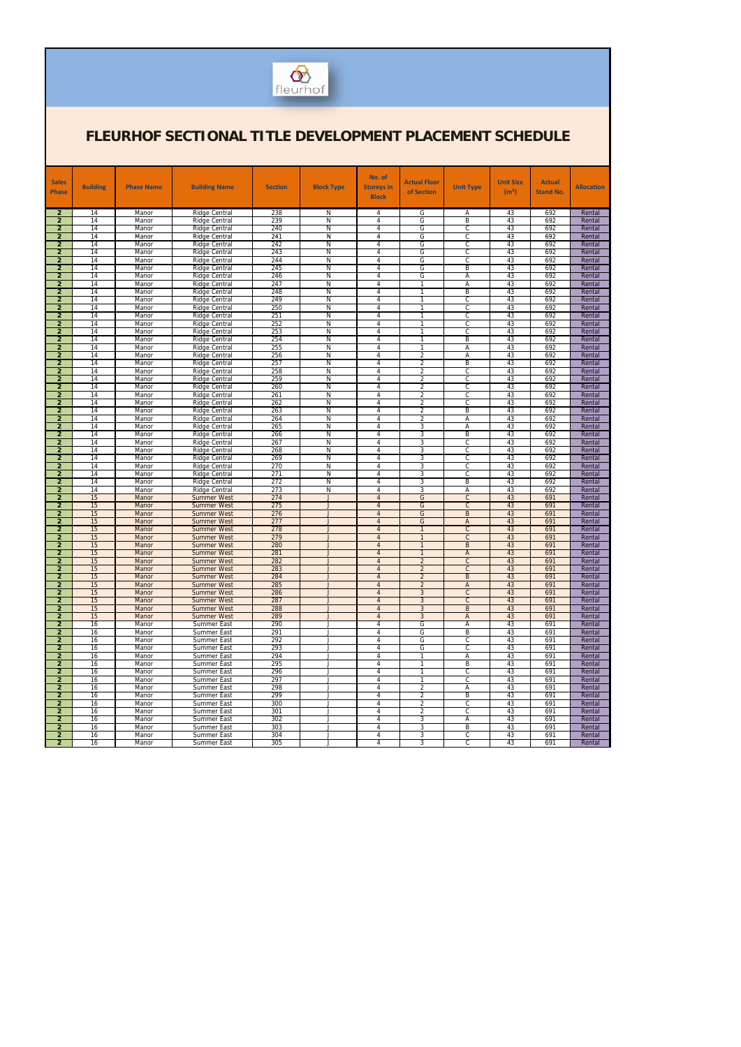fleurhof

# FLEURHOF SECTIONAL TITLE DEVELOPMENT PLACEMENT SCHEDULE

| Sales Phase | Building | Phase Name | Building Name | Section | Block Type | No. of Storeys in Block | Actual Floor of Section | Unit Type | Unit Size (m²) | Actual Stand No. | Allocation |
|---|---|---|---|---|---|---|---|---|---|---|---|
| 2 | 14 | Manor | Ridge Central | 238 | N | 4 | G | A | 43 | 692 | Rental |
| 2 | 14 | Manor | Ridge Central | 239 | N | 4 | G | B | 43 | 692 | Rental |
| 2 | 14 | Manor | Ridge Central | 240 | N | 4 | G | C | 43 | 692 | Rental |
| 2 | 14 | Manor | Ridge Central | 241 | N | 4 | G | C | 43 | 692 | Rental |
| 2 | 14 | Manor | Ridge Central | 242 | N | 4 | G | C | 43 | 692 | Rental |
| 2 | 14 | Manor | Ridge Central | 243 | N | 4 | G | C | 43 | 692 | Rental |
| 2 | 14 | Manor | Ridge Central | 244 | N | 4 | G | C | 43 | 692 | Rental |
| 2 | 14 | Manor | Ridge Central | 245 | N | 4 | G | B | 43 | 692 | Rental |
| 2 | 14 | Manor | Ridge Central | 246 | N | 4 | G | A | 43 | 692 | Rental |
| 2 | 14 | Manor | Ridge Central | 247 | N | 4 | 1 | A | 43 | 692 | Rental |
| 2 | 14 | Manor | Ridge Central | 248 | N | 4 | 1 | B | 43 | 692 | Rental |
| 2 | 14 | Manor | Ridge Central | 249 | N | 4 | 1 | C | 43 | 692 | Rental |
| 2 | 14 | Manor | Ridge Central | 250 | N | 4 | 1 | C | 43 | 692 | Rental |
| 2 | 14 | Manor | Ridge Central | 251 | N | 4 | 1 | C | 43 | 692 | Rental |
| 2 | 14 | Manor | Ridge Central | 252 | N | 4 | 1 | C | 43 | 692 | Rental |
| 2 | 14 | Manor | Ridge Central | 253 | N | 4 | 1 | C | 43 | 692 | Rental |
| 2 | 14 | Manor | Ridge Central | 254 | N | 4 | 1 | B | 43 | 692 | Rental |
| 2 | 14 | Manor | Ridge Central | 255 | N | 4 | 1 | A | 43 | 692 | Rental |
| 2 | 14 | Manor | Ridge Central | 256 | N | 4 | 2 | A | 43 | 692 | Rental |
| 2 | 14 | Manor | Ridge Central | 257 | N | 4 | 2 | B | 43 | 692 | Rental |
| 2 | 14 | Manor | Ridge Central | 258 | N | 4 | 2 | C | 43 | 692 | Rental |
| 2 | 14 | Manor | Ridge Central | 259 | N | 4 | 2 | C | 43 | 692 | Rental |
| 2 | 14 | Manor | Ridge Central | 260 | N | 4 | 2 | C | 43 | 692 | Rental |
| 2 | 14 | Manor | Ridge Central | 261 | N | 4 | 2 | C | 43 | 692 | Rental |
| 2 | 14 | Manor | Ridge Central | 262 | N | 4 | 2 | C | 43 | 692 | Rental |
| 2 | 14 | Manor | Ridge Central | 263 | N | 4 | 2 | B | 43 | 692 | Rental |
| 2 | 14 | Manor | Ridge Central | 264 | N | 4 | 2 | A | 43 | 692 | Rental |
| 2 | 14 | Manor | Ridge Central | 265 | N | 4 | 3 | A | 43 | 692 | Rental |
| 2 | 14 | Manor | Ridge Central | 266 | N | 4 | 3 | B | 43 | 692 | Rental |
| 2 | 14 | Manor | Ridge Central | 267 | N | 4 | 3 | C | 43 | 692 | Rental |
| 2 | 14 | Manor | Ridge Central | 268 | N | 4 | 3 | C | 43 | 692 | Rental |
| 2 | 14 | Manor | Ridge Central | 269 | N | 4 | 3 | C | 43 | 692 | Rental |
| 2 | 14 | Manor | Ridge Central | 270 | N | 4 | 3 | C | 43 | 692 | Rental |
| 2 | 14 | Manor | Ridge Central | 271 | N | 4 | 3 | C | 43 | 692 | Rental |
| 2 | 14 | Manor | Ridge Central | 272 | N | 4 | 3 | B | 43 | 692 | Rental |
| 2 | 14 | Manor | Ridge Central | 273 | N | 4 | 3 | A | 43 | 692 | Rental |
| 2 | 15 | Manor | Summer West | 274 | J | 4 | G | C | 43 | 691 | Rental |
| 2 | 15 | Manor | Summer West | 275 | J | 4 | G | C | 43 | 691 | Rental |
| 2 | 15 | Manor | Summer West | 276 | J | 4 | G | B | 43 | 691 | Rental |
| 2 | 15 | Manor | Summer West | 277 | J | 4 | G | A | 43 | 691 | Rental |
| 2 | 15 | Manor | Summer West | 278 | J | 4 | 1 | C | 43 | 691 | Rental |
| 2 | 15 | Manor | Summer West | 279 | J | 4 | 1 | C | 43 | 691 | Rental |
| 2 | 15 | Manor | Summer West | 280 | J | 4 | 1 | B | 43 | 691 | Rental |
| 2 | 15 | Manor | Summer West | 281 | J | 4 | 1 | A | 43 | 691 | Rental |
| 2 | 15 | Manor | Summer West | 282 | J | 4 | 2 | C | 43 | 691 | Rental |
| 2 | 15 | Manor | Summer West | 283 | J | 4 | 2 | C | 43 | 691 | Rental |
| 2 | 15 | Manor | Summer West | 284 | J | 4 | 2 | B | 43 | 691 | Rental |
| 2 | 15 | Manor | Summer West | 285 | J | 4 | 2 | A | 43 | 691 | Rental |
| 2 | 15 | Manor | Summer West | 286 | J | 4 | 3 | C | 43 | 691 | Rental |
| 2 | 15 | Manor | Summer West | 287 | J | 4 | 3 | C | 43 | 691 | Rental |
| 2 | 15 | Manor | Summer West | 288 | J | 4 | 3 | B | 43 | 691 | Rental |
| 2 | 15 | Manor | Summer West | 289 | J | 4 | 3 | A | 43 | 691 | Rental |
| 2 | 16 | Manor | Summer East | 290 | J | 4 | G | A | 43 | 691 | Rental |
| 2 | 16 | Manor | Summer East | 291 | J | 4 | G | B | 43 | 691 | Rental |
| 2 | 16 | Manor | Summer East | 292 | J | 4 | G | C | 43 | 691 | Rental |
| 2 | 16 | Manor | Summer East | 293 | J | 4 | G | C | 43 | 691 | Rental |
| 2 | 16 | Manor | Summer East | 294 | J | 4 | 1 | A | 43 | 691 | Rental |
| 2 | 16 | Manor | Summer East | 295 | J | 4 | 1 | B | 43 | 691 | Rental |
| 2 | 16 | Manor | Summer East | 296 | J | 4 | 1 | C | 43 | 691 | Rental |
| 2 | 16 | Manor | Summer East | 297 | J | 4 | 1 | C | 43 | 691 | Rental |
| 2 | 16 | Manor | Summer East | 298 | J | 4 | 2 | A | 43 | 691 | Rental |
| 2 | 16 | Manor | Summer East | 299 | J | 4 | 2 | B | 43 | 691 | Rental |
| 2 | 16 | Manor | Summer East | 300 | J | 4 | 2 | C | 43 | 691 | Rental |
| 2 | 16 | Manor | Summer East | 301 | J | 4 | 2 | C | 43 | 691 | Rental |
| 2 | 16 | Manor | Summer East | 302 | J | 4 | 3 | A | 43 | 691 | Rental |
| 2 | 16 | Manor | Summer East | 303 | J | 4 | 3 | B | 43 | 691 | Rental |
| 2 | 16 | Manor | Summer East | 304 | J | 4 | 3 | C | 43 | 691 | Rental |
| 2 | 16 | Manor | Summer East | 305 | J | 4 | 3 | C | 43 | 691 | Rental |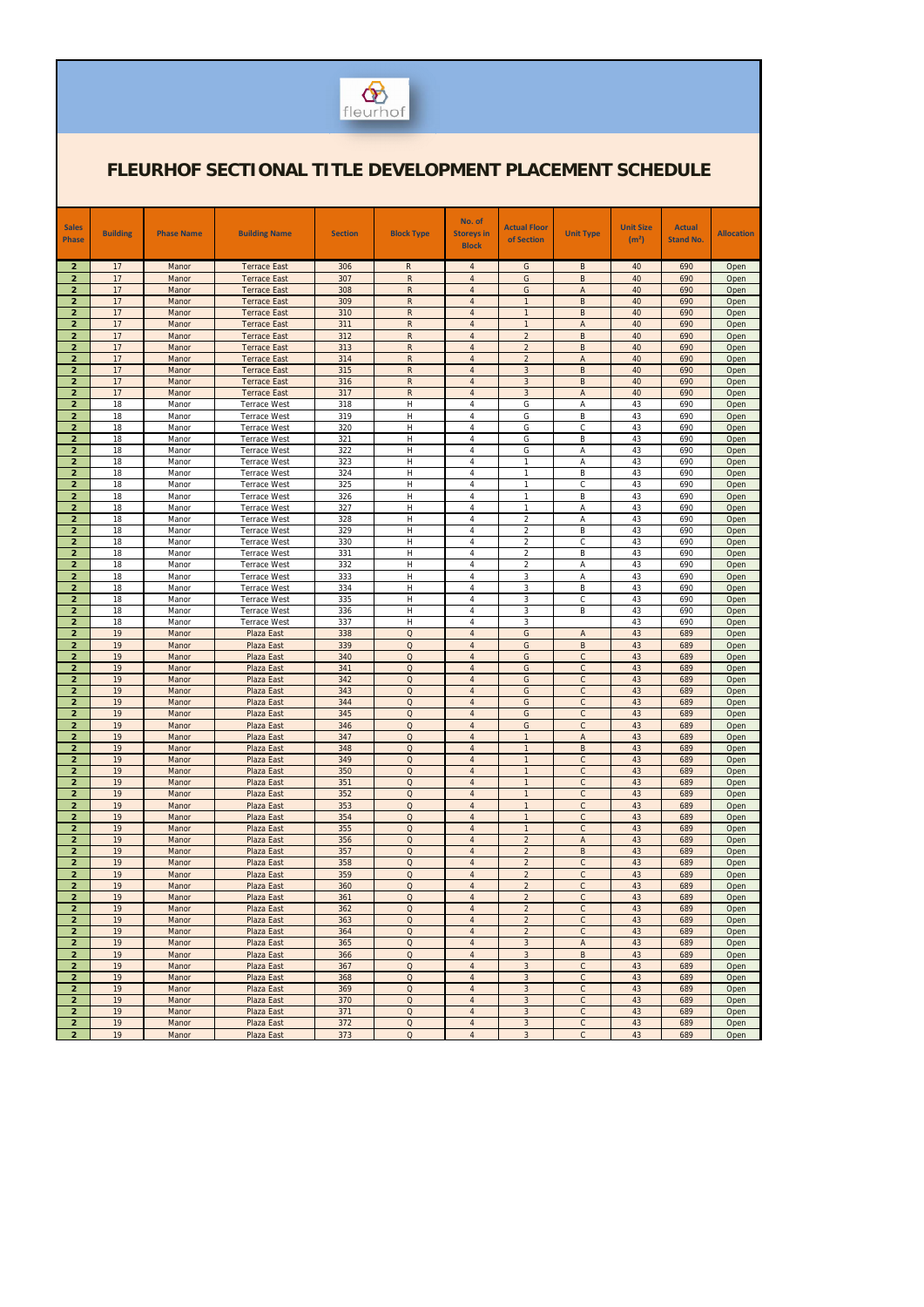# FLEURHOF SECTIONAL TITLE DEVELOPMENT PLACEMENT SCHEDULE

| Sales Phase | Building | Phase Name | Building Name | Section | Block Type | No. of Storeys in Block | Actual Floor of Section | Unit Type | Unit Size (m²) | Actual Stand No. | Allocation |
|---|---|---|---|---|---|---|---|---|---|---|---|
| 2 | 17 | Manor | Terrace East | 306 | R | 4 | G | B | 40 | 690 | Open |
| 2 | 17 | Manor | Terrace East | 307 | R | 4 | G | B | 40 | 690 | Open |
| 2 | 17 | Manor | Terrace East | 308 | R | 4 | G | A | 40 | 690 | Open |
| 2 | 17 | Manor | Terrace East | 309 | R | 4 | 1 | B | 40 | 690 | Open |
| 2 | 17 | Manor | Terrace East | 310 | R | 4 | 1 | B | 40 | 690 | Open |
| 2 | 17 | Manor | Terrace East | 311 | R | 4 | 1 | A | 40 | 690 | Open |
| 2 | 17 | Manor | Terrace East | 312 | R | 4 | 2 | B | 40 | 690 | Open |
| 2 | 17 | Manor | Terrace East | 313 | R | 4 | 2 | B | 40 | 690 | Open |
| 2 | 17 | Manor | Terrace East | 314 | R | 4 | 2 | A | 40 | 690 | Open |
| 2 | 17 | Manor | Terrace East | 315 | R | 4 | 3 | B | 40 | 690 | Open |
| 2 | 17 | Manor | Terrace East | 316 | R | 4 | 3 | B | 40 | 690 | Open |
| 2 | 17 | Manor | Terrace East | 317 | R | 4 | 3 | A | 40 | 690 | Open |
| 2 | 18 | Manor | Terrace West | 318 | H | 4 | G | A | 43 | 690 | Open |
| 2 | 18 | Manor | Terrace West | 319 | H | 4 | G | B | 43 | 690 | Open |
| 2 | 18 | Manor | Terrace West | 320 | H | 4 | G | C | 43 | 690 | Open |
| 2 | 18 | Manor | Terrace West | 321 | H | 4 | G | B | 43 | 690 | Open |
| 2 | 18 | Manor | Terrace West | 322 | H | 4 | G | A | 43 | 690 | Open |
| 2 | 18 | Manor | Terrace West | 323 | H | 4 | 1 | A | 43 | 690 | Open |
| 2 | 18 | Manor | Terrace West | 324 | H | 4 | 1 | B | 43 | 690 | Open |
| 2 | 18 | Manor | Terrace West | 325 | H | 4 | 1 | C | 43 | 690 | Open |
| 2 | 18 | Manor | Terrace West | 326 | H | 4 | 1 | B | 43 | 690 | Open |
| 2 | 18 | Manor | Terrace West | 327 | H | 4 | 1 | A | 43 | 690 | Open |
| 2 | 18 | Manor | Terrace West | 328 | H | 4 | 2 | A | 43 | 690 | Open |
| 2 | 18 | Manor | Terrace West | 329 | H | 4 | 2 | B | 43 | 690 | Open |
| 2 | 18 | Manor | Terrace West | 330 | H | 4 | 2 | C | 43 | 690 | Open |
| 2 | 18 | Manor | Terrace West | 331 | H | 4 | 2 | B | 43 | 690 | Open |
| 2 | 18 | Manor | Terrace West | 332 | H | 4 | 2 | A | 43 | 690 | Open |
| 2 | 18 | Manor | Terrace West | 333 | H | 4 | 3 | A | 43 | 690 | Open |
| 2 | 18 | Manor | Terrace West | 334 | H | 4 | 3 | B | 43 | 690 | Open |
| 2 | 18 | Manor | Terrace West | 335 | H | 4 | 3 | C | 43 | 690 | Open |
| 2 | 18 | Manor | Terrace West | 336 | H | 4 | 3 | B | 43 | 690 | Open |
| 2 | 18 | Manor | Terrace West | 337 | H | 4 | 3 |  | 43 | 690 | Open |
| 2 | 19 | Manor | Plaza East | 338 | Q | 4 | G | A | 43 | 689 | Open |
| 2 | 19 | Manor | Plaza East | 339 | Q | 4 | G | B | 43 | 689 | Open |
| 2 | 19 | Manor | Plaza East | 340 | Q | 4 | G | C | 43 | 689 | Open |
| 2 | 19 | Manor | Plaza East | 341 | Q | 4 | G | C | 43 | 689 | Open |
| 2 | 19 | Manor | Plaza East | 342 | Q | 4 | G | C | 43 | 689 | Open |
| 2 | 19 | Manor | Plaza East | 343 | Q | 4 | G | C | 43 | 689 | Open |
| 2 | 19 | Manor | Plaza East | 344 | Q | 4 | G | C | 43 | 689 | Open |
| 2 | 19 | Manor | Plaza East | 345 | Q | 4 | G | C | 43 | 689 | Open |
| 2 | 19 | Manor | Plaza East | 346 | Q | 4 | G | C | 43 | 689 | Open |
| 2 | 19 | Manor | Plaza East | 347 | Q | 4 | 1 | A | 43 | 689 | Open |
| 2 | 19 | Manor | Plaza East | 348 | Q | 4 | 1 | B | 43 | 689 | Open |
| 2 | 19 | Manor | Plaza East | 349 | Q | 4 | 1 | C | 43 | 689 | Open |
| 2 | 19 | Manor | Plaza East | 350 | Q | 4 | 1 | C | 43 | 689 | Open |
| 2 | 19 | Manor | Plaza East | 351 | Q | 4 | 1 | C | 43 | 689 | Open |
| 2 | 19 | Manor | Plaza East | 352 | Q | 4 | 1 | C | 43 | 689 | Open |
| 2 | 19 | Manor | Plaza East | 353 | Q | 4 | 1 | C | 43 | 689 | Open |
| 2 | 19 | Manor | Plaza East | 354 | Q | 4 | 1 | C | 43 | 689 | Open |
| 2 | 19 | Manor | Plaza East | 355 | Q | 4 | 1 | C | 43 | 689 | Open |
| 2 | 19 | Manor | Plaza East | 356 | Q | 4 | 2 | A | 43 | 689 | Open |
| 2 | 19 | Manor | Plaza East | 357 | Q | 4 | 2 | B | 43 | 689 | Open |
| 2 | 19 | Manor | Plaza East | 358 | Q | 4 | 2 | C | 43 | 689 | Open |
| 2 | 19 | Manor | Plaza East | 359 | Q | 4 | 2 | C | 43 | 689 | Open |
| 2 | 19 | Manor | Plaza East | 360 | Q | 4 | 2 | C | 43 | 689 | Open |
| 2 | 19 | Manor | Plaza East | 361 | Q | 4 | 2 | C | 43 | 689 | Open |
| 2 | 19 | Manor | Plaza East | 362 | Q | 4 | 2 | C | 43 | 689 | Open |
| 2 | 19 | Manor | Plaza East | 363 | Q | 4 | 2 | C | 43 | 689 | Open |
| 2 | 19 | Manor | Plaza East | 364 | Q | 4 | 2 | C | 43 | 689 | Open |
| 2 | 19 | Manor | Plaza East | 365 | Q | 4 | 3 | A | 43 | 689 | Open |
| 2 | 19 | Manor | Plaza East | 366 | Q | 4 | 3 | B | 43 | 689 | Open |
| 2 | 19 | Manor | Plaza East | 367 | Q | 4 | 3 | C | 43 | 689 | Open |
| 2 | 19 | Manor | Plaza East | 368 | Q | 4 | 3 | C | 43 | 689 | Open |
| 2 | 19 | Manor | Plaza East | 369 | Q | 4 | 3 | C | 43 | 689 | Open |
| 2 | 19 | Manor | Plaza East | 370 | Q | 4 | 3 | C | 43 | 689 | Open |
| 2 | 19 | Manor | Plaza East | 371 | Q | 4 | 3 | C | 43 | 689 | Open |
| 2 | 19 | Manor | Plaza East | 372 | Q | 4 | 3 | C | 43 | 689 | Open |
| 2 | 19 | Manor | Plaza East | 373 | Q | 4 | 3 | C | 43 | 689 | Open |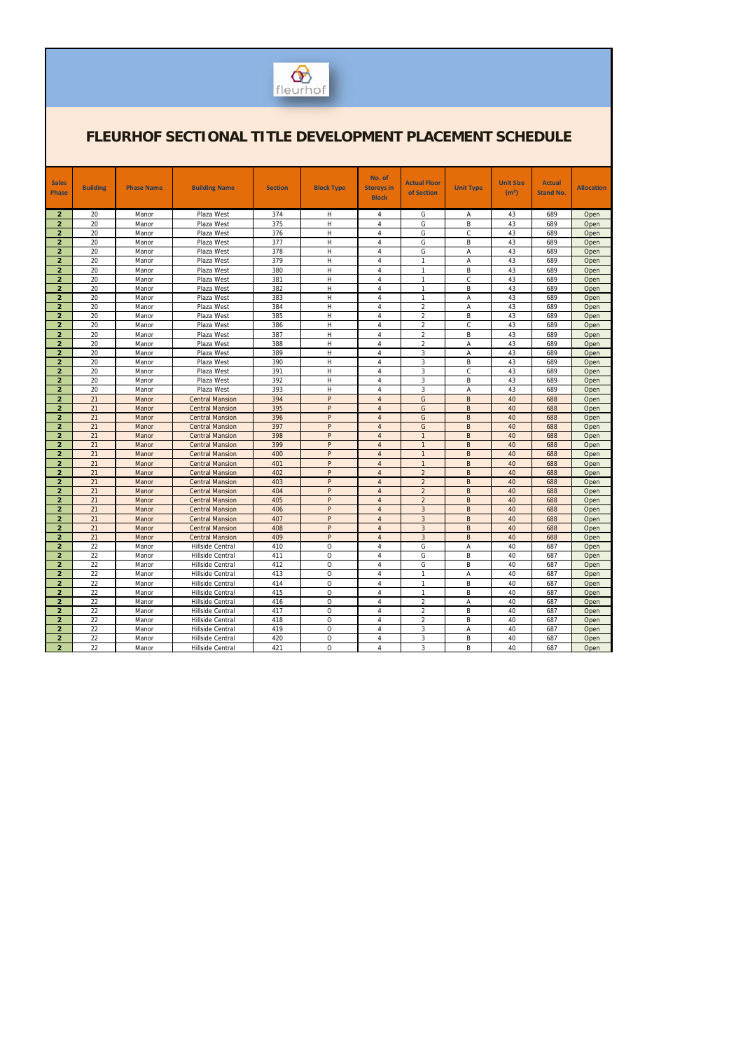fleurhof

# FLEURHOF SECTIONAL TITLE DEVELOPMENT PLACEMENT SCHEDULE

| Sales Phase | Building | Phase Name | Building Name | Section | Block Type | No. of Storeys in Block | Actual Floor of Section | Unit Type | Unit Size (m²) | Actual Stand No. | Allocation |
|---|---|---|---|---|---|---|---|---|---|---|---|
| 2 | 20 | Manor | Plaza West | 374 | H | 4 | G | A | 43 | 689 | Open |
| 2 | 20 | Manor | Plaza West | 375 | H | 4 | G | B | 43 | 689 | Open |
| 2 | 20 | Manor | Plaza West | 376 | H | 4 | G | C | 43 | 689 | Open |
| 2 | 20 | Manor | Plaza West | 377 | H | 4 | G | B | 43 | 689 | Open |
| 2 | 20 | Manor | Plaza West | 378 | H | 4 | G | A | 43 | 689 | Open |
| 2 | 20 | Manor | Plaza West | 379 | H | 4 | 1 | A | 43 | 689 | Open |
| 2 | 20 | Manor | Plaza West | 380 | H | 4 | 1 | B | 43 | 689 | Open |
| 2 | 20 | Manor | Plaza West | 381 | H | 4 | 1 | C | 43 | 689 | Open |
| 2 | 20 | Manor | Plaza West | 382 | H | 4 | 1 | B | 43 | 689 | Open |
| 2 | 20 | Manor | Plaza West | 383 | H | 4 | 1 | A | 43 | 689 | Open |
| 2 | 20 | Manor | Plaza West | 384 | H | 4 | 2 | A | 43 | 689 | Open |
| 2 | 20 | Manor | Plaza West | 385 | H | 4 | 2 | B | 43 | 689 | Open |
| 2 | 20 | Manor | Plaza West | 386 | H | 4 | 2 | C | 43 | 689 | Open |
| 2 | 20 | Manor | Plaza West | 387 | H | 4 | 2 | B | 43 | 689 | Open |
| 2 | 20 | Manor | Plaza West | 388 | H | 4 | 2 | A | 43 | 689 | Open |
| 2 | 20 | Manor | Plaza West | 389 | H | 4 | 3 | A | 43 | 689 | Open |
| 2 | 20 | Manor | Plaza West | 390 | H | 4 | 3 | B | 43 | 689 | Open |
| 2 | 20 | Manor | Plaza West | 391 | H | 4 | 3 | C | 43 | 689 | Open |
| 2 | 20 | Manor | Plaza West | 392 | H | 4 | 3 | B | 43 | 689 | Open |
| 2 | 20 | Manor | Plaza West | 393 | H | 4 | 3 | A | 43 | 689 | Open |
| 2 | 21 | Manor | Central Mansion | 394 | P | 4 | G | B | 40 | 688 | Open |
| 2 | 21 | Manor | Central Mansion | 395 | P | 4 | G | B | 40 | 688 | Open |
| 2 | 21 | Manor | Central Mansion | 396 | P | 4 | G | B | 40 | 688 | Open |
| 2 | 21 | Manor | Central Mansion | 397 | P | 4 | G | B | 40 | 688 | Open |
| 2 | 21 | Manor | Central Mansion | 398 | P | 4 | 1 | B | 40 | 688 | Open |
| 2 | 21 | Manor | Central Mansion | 399 | P | 4 | 1 | B | 40 | 688 | Open |
| 2 | 21 | Manor | Central Mansion | 400 | P | 4 | 1 | B | 40 | 688 | Open |
| 2 | 21 | Manor | Central Mansion | 401 | P | 4 | 1 | B | 40 | 688 | Open |
| 2 | 21 | Manor | Central Mansion | 402 | P | 4 | 2 | B | 40 | 688 | Open |
| 2 | 21 | Manor | Central Mansion | 403 | P | 4 | 2 | B | 40 | 688 | Open |
| 2 | 21 | Manor | Central Mansion | 404 | P | 4 | 2 | B | 40 | 688 | Open |
| 2 | 21 | Manor | Central Mansion | 405 | P | 4 | 2 | B | 40 | 688 | Open |
| 2 | 21 | Manor | Central Mansion | 406 | P | 4 | 3 | B | 40 | 688 | Open |
| 2 | 21 | Manor | Central Mansion | 407 | P | 4 | 3 | B | 40 | 688 | Open |
| 2 | 21 | Manor | Central Mansion | 408 | P | 4 | 3 | B | 40 | 688 | Open |
| 2 | 21 | Manor | Central Mansion | 409 | P | 4 | 3 | B | 40 | 688 | Open |
| 2 | 22 | Manor | Hillside Central | 410 | O | 4 | G | A | 40 | 687 | Open |
| 2 | 22 | Manor | Hillside Central | 411 | O | 4 | G | B | 40 | 687 | Open |
| 2 | 22 | Manor | Hillside Central | 412 | O | 4 | G | B | 40 | 687 | Open |
| 2 | 22 | Manor | Hillside Central | 413 | O | 4 | 1 | A | 40 | 687 | Open |
| 2 | 22 | Manor | Hillside Central | 414 | O | 4 | 1 | B | 40 | 687 | Open |
| 2 | 22 | Manor | Hillside Central | 415 | O | 4 | 1 | B | 40 | 687 | Open |
| 2 | 22 | Manor | Hillside Central | 416 | O | 4 | 2 | A | 40 | 687 | Open |
| 2 | 22 | Manor | Hillside Central | 417 | O | 4 | 2 | B | 40 | 687 | Open |
| 2 | 22 | Manor | Hillside Central | 418 | O | 4 | 2 | B | 40 | 687 | Open |
| 2 | 22 | Manor | Hillside Central | 419 | O | 4 | 3 | A | 40 | 687 | Open |
| 2 | 22 | Manor | Hillside Central | 420 | O | 4 | 3 | B | 40 | 687 | Open |
| 2 | 22 | Manor | Hillside Central | 421 | O | 4 | 3 | B | 40 | 687 | Open |